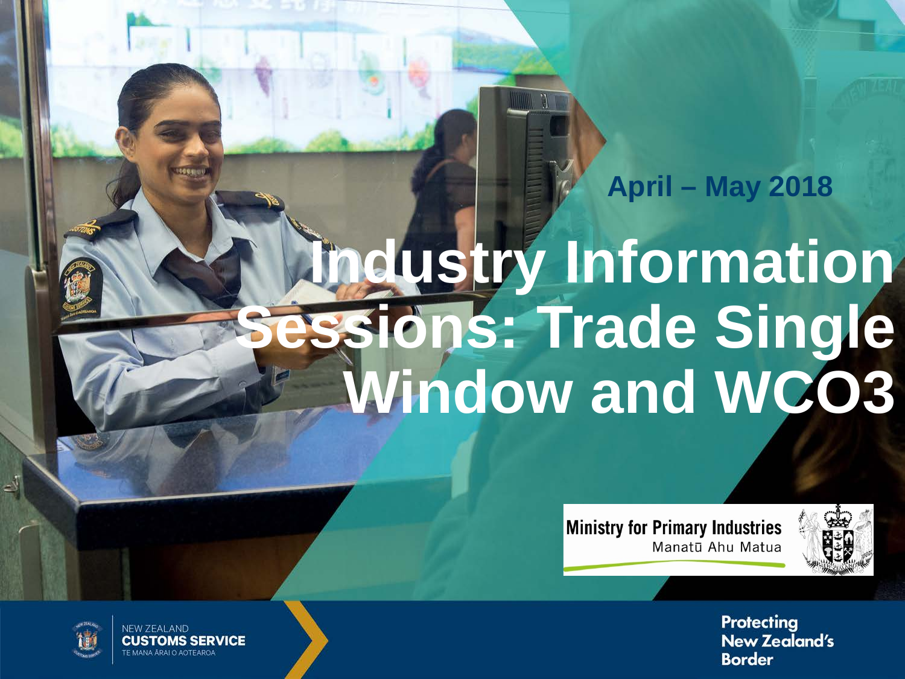April – May 2018

# Industry Information Sessions: Trade Single Window and WCO3

Ministry for Primary Industries
Manatū Ahu Matua

NEW ZEALAND
CUSTOMS SERVICE
TE MANA ĀRAI O AOTEAROA

Protecting New Zealand's Border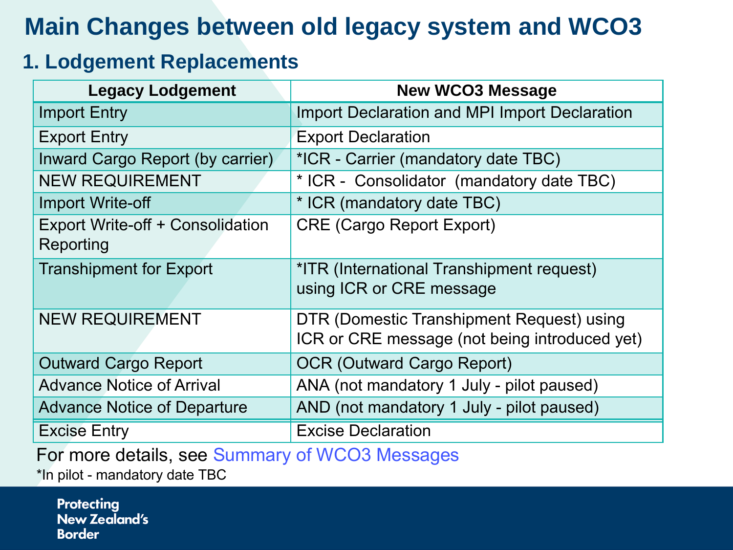# Main Changes between old legacy system and WCO3

## 1. Lodgement Replacements

| Legacy Lodgement | New WCO3 Message |
| --- | --- |
| Import Entry | Import Declaration and MPI Import Declaration |
| Export Entry | Export Declaration |
| Inward Cargo Report (by carrier) | *ICR - Carrier (mandatory date TBC) |
| NEW REQUIREMENT | * ICR - Consolidator (mandatory date TBC) |
| Import Write-off | * ICR (mandatory date TBC) |
| Export Write-off + Consolidation Reporting | CRE (Cargo Report Export) |
| Transhipment for Export | *ITR (International Transhipment request) using ICR or CRE message |
| NEW REQUIREMENT | DTR (Domestic Transhipment Request) using ICR or CRE message (not being introduced yet) |
| Outward Cargo Report | OCR (Outward Cargo Report) |
| Advance Notice of Arrival | ANA (not mandatory 1 July - pilot paused) |
| Advance Notice of Departure | AND (not mandatory 1 July - pilot paused) |
| Excise Entry | Excise Declaration |

For more details, see Summary of WCO3 Messages

*In pilot - mandatory date TBC

Protecting New Zealand's Border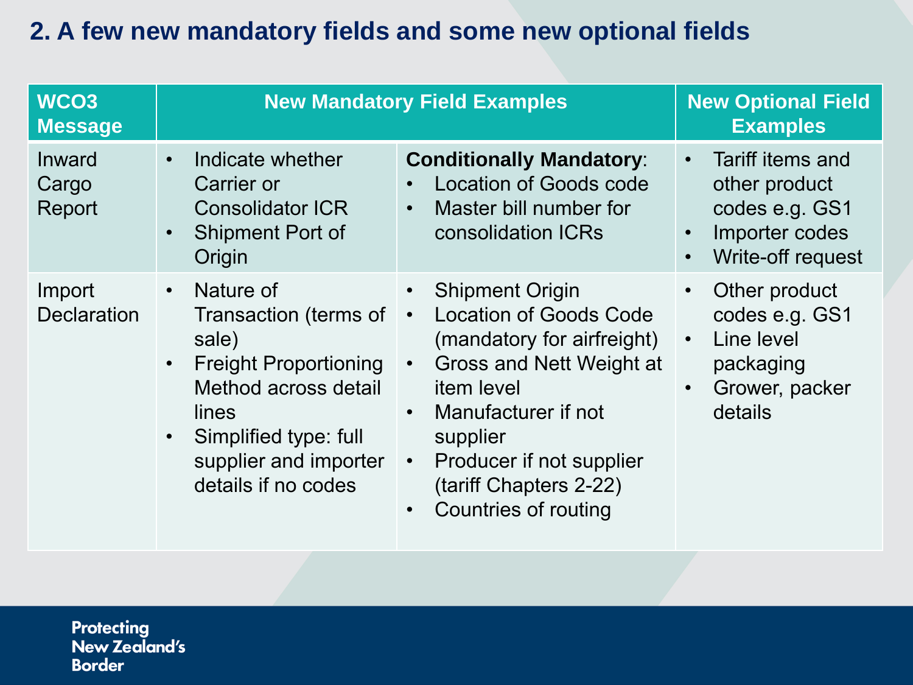## 2. A few new mandatory fields and some new optional fields

| WCO3 Message | New Mandatory Field Examples | | New Optional Field Examples |
|---|---|---|---|
| Inward Cargo Report | • Indicate whether Carrier or Consolidator ICR<br>• Shipment Port of Origin | **Conditionally Mandatory**:<br>• Location of Goods code<br>• Master bill number for consolidation ICRs | • Tariff items and other product codes e.g. GS1<br>• Importer codes<br>• Write-off request |
| Import Declaration | • Nature of Transaction (terms of sale)<br>• Freight Proportioning Method across detail lines<br>• Simplified type: full supplier and importer details if no codes | • Shipment Origin<br>• Location of Goods Code (mandatory for airfreight)<br>• Gross and Nett Weight at item level<br>• Manufacturer if not supplier<br>• Producer if not supplier (tariff Chapters 2-22)<br>• Countries of routing | • Other product codes e.g. GS1<br>• Line level packaging<br>• Grower, packer details |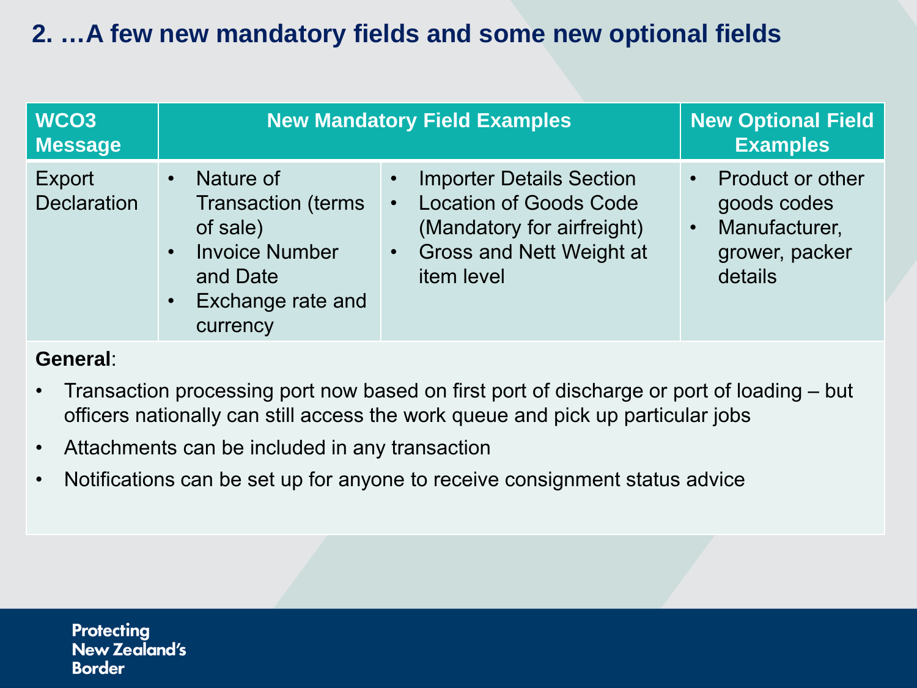## 2. …A few new mandatory fields and some new optional fields

| WCO3 Message | New Mandatory Field Examples | | New Optional Field Examples |
|---|---|---|---|
| Export Declaration | • Nature of Transaction (terms of sale)<br>• Invoice Number and Date<br>• Exchange rate and currency | • Importer Details Section<br>• Location of Goods Code (Mandatory for airfreight)<br>• Gross and Nett Weight at item level | • Product or other goods codes<br>• Manufacturer, grower, packer details |

**General**:

- Transaction processing port now based on first port of discharge or port of loading – but officers nationally can still access the work queue and pick up particular jobs
- Attachments can be included in any transaction
- Notifications can be set up for anyone to receive consignment status advice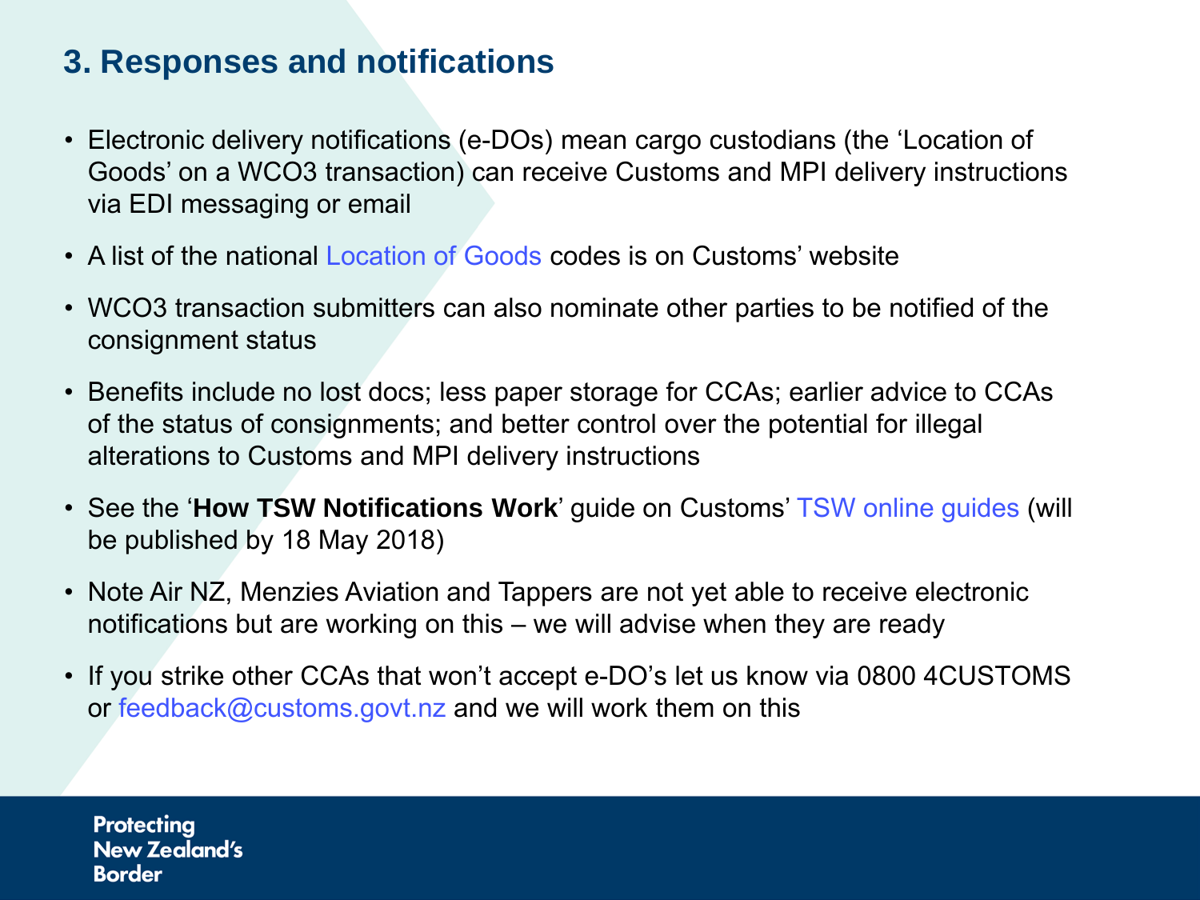## 3. Responses and notifications

- Electronic delivery notifications (e-DOs) mean cargo custodians (the 'Location of Goods' on a WCO3 transaction) can receive Customs and MPI delivery instructions via EDI messaging or email
- A list of the national Location of Goods codes is on Customs' website
- WCO3 transaction submitters can also nominate other parties to be notified of the consignment status
- Benefits include no lost docs; less paper storage for CCAs; earlier advice to CCAs of the status of consignments; and better control over the potential for illegal alterations to Customs and MPI delivery instructions
- See the '**How TSW Notifications Work**' guide on Customs' TSW online guides (will be published by 18 May 2018)
- Note Air NZ, Menzies Aviation and Tappers are not yet able to receive electronic notifications but are working on this – we will advise when they are ready
- If you strike other CCAs that won't accept e-DO's let us know via 0800 4CUSTOMS or feedback@customs.govt.nz and we will work them on this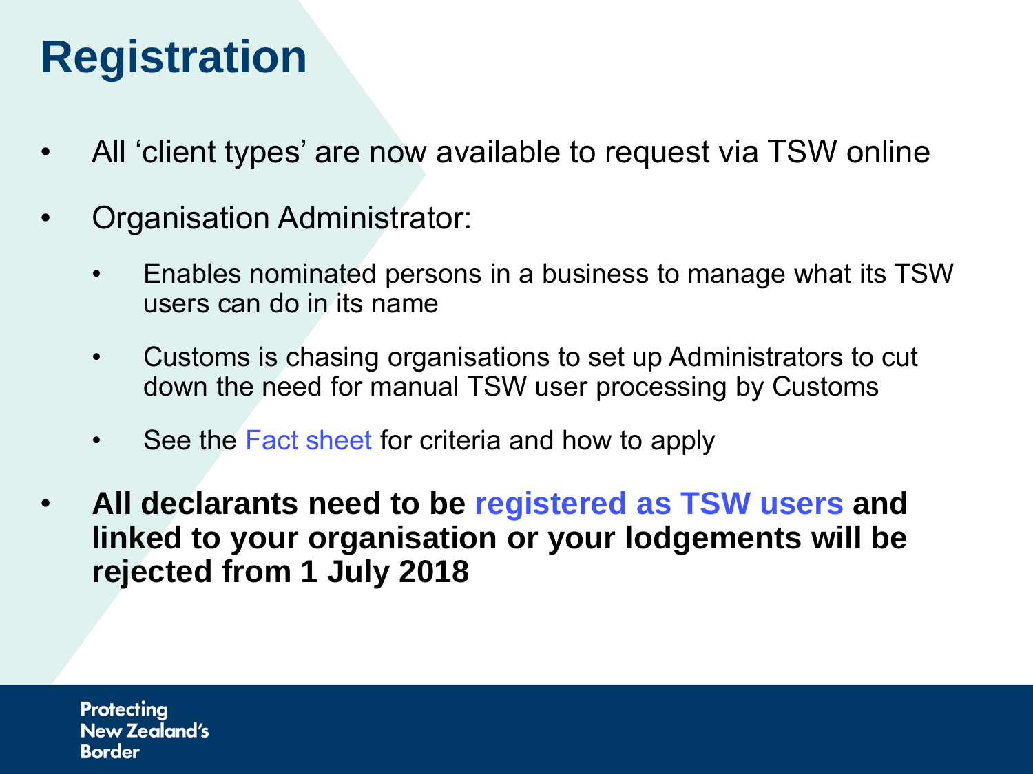# Registration

- All ‘client types’ are now available to request via TSW online
- Organisation Administrator:
  - Enables nominated persons in a business to manage what its TSW users can do in its name
  - Customs is chasing organisations to set up Administrators to cut down the need for manual TSW user processing by Customs
  - See the Fact sheet for criteria and how to apply
- **All declarants need to be registered as TSW users and linked to your organisation or your lodgements will be rejected from 1 July 2018**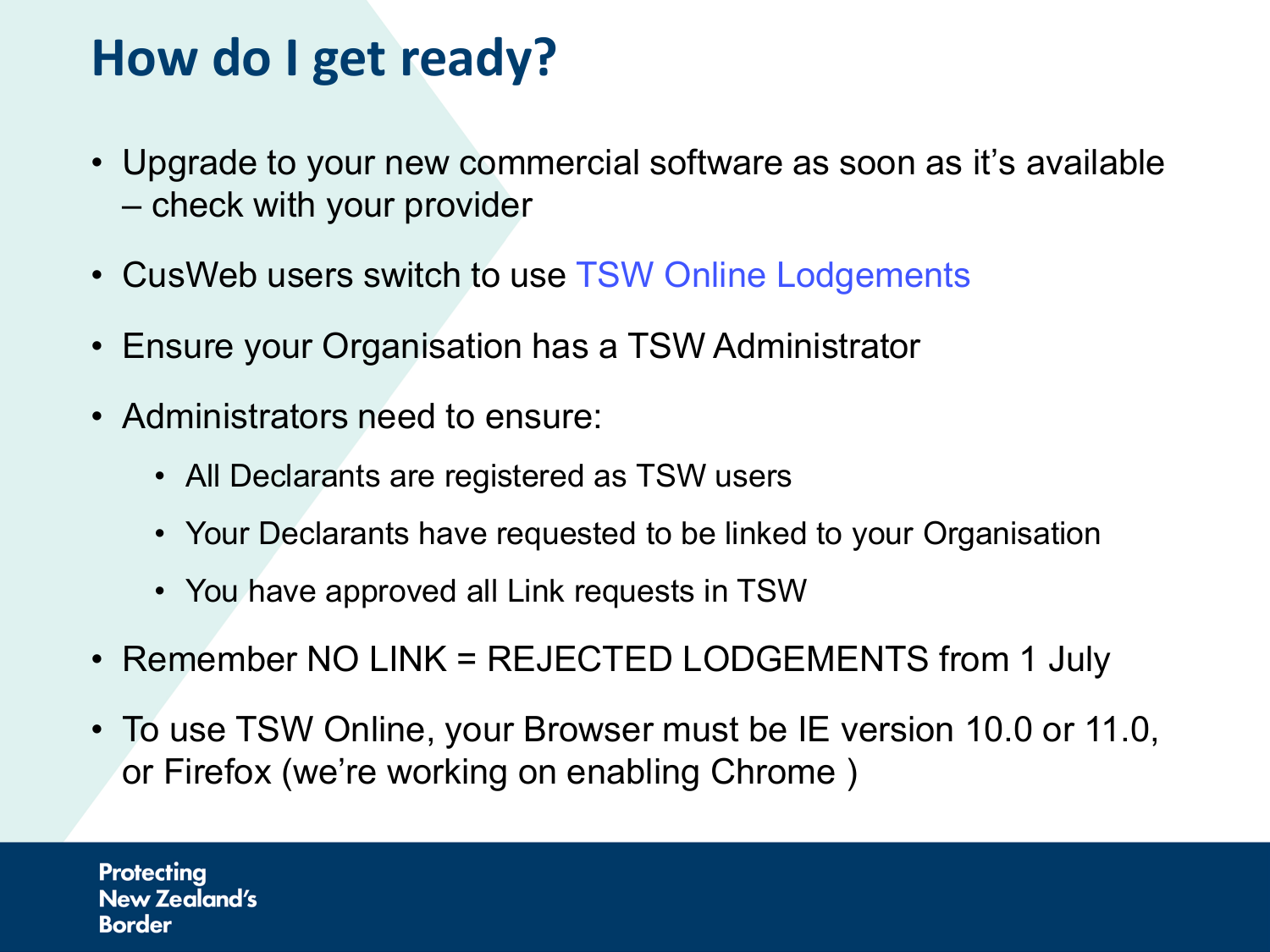# How do I get ready?

- Upgrade to your new commercial software as soon as it's available – check with your provider
- CusWeb users switch to use TSW Online Lodgements
- Ensure your Organisation has a TSW Administrator
- Administrators need to ensure:
  - All Declarants are registered as TSW users
  - Your Declarants have requested to be linked to your Organisation
  - You have approved all Link requests in TSW
- Remember NO LINK = REJECTED LODGEMENTS from 1 July
- To use TSW Online, your Browser must be IE version 10.0 or 11.0, or Firefox (we're working on enabling Chrome )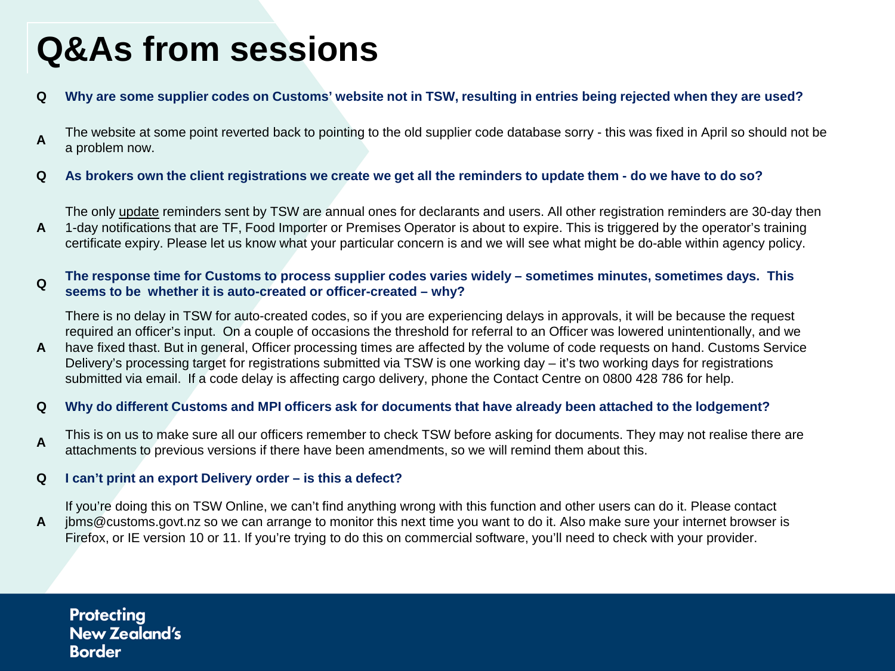# Q&As from sessions

**Q** **Why are some supplier codes on Customs' website not in TSW, resulting in entries being rejected when they are used?**

**A** The website at some point reverted back to pointing to the old supplier code database sorry - this was fixed in April so should not be a problem now.

**Q** **As brokers own the client registrations we create we get all the reminders to update them - do we have to do so?**

**A** The only update reminders sent by TSW are annual ones for declarants and users. All other registration reminders are 30-day then 1-day notifications that are TF, Food Importer or Premises Operator is about to expire. This is triggered by the operator's training certificate expiry. Please let us know what your particular concern is and we will see what might be do-able within agency policy.

**Q** **The response time for Customs to process supplier codes varies widely – sometimes minutes, sometimes days. This seems to be whether it is auto-created or officer-created – why?**

**A** There is no delay in TSW for auto-created codes, so if you are experiencing delays in approvals, it will be because the request required an officer's input. On a couple of occasions the threshold for referral to an Officer was lowered unintentionally, and we have fixed thast. But in general, Officer processing times are affected by the volume of code requests on hand. Customs Service Delivery's processing target for registrations submitted via TSW is one working day – it's two working days for registrations submitted via email. If a code delay is affecting cargo delivery, phone the Contact Centre on 0800 428 786 for help.

**Q** **Why do different Customs and MPI officers ask for documents that have already been attached to the lodgement?**

**A** This is on us to make sure all our officers remember to check TSW before asking for documents. They may not realise there are attachments to previous versions if there have been amendments, so we will remind them about this.

**Q** **I can't print an export Delivery order – is this a defect?**

**A** If you're doing this on TSW Online, we can't find anything wrong with this function and other users can do it. Please contact jbms@customs.govt.nz so we can arrange to monitor this next time you want to do it. Also make sure your internet browser is Firefox, or IE version 10 or 11. If you're trying to do this on commercial software, you'll need to check with your provider.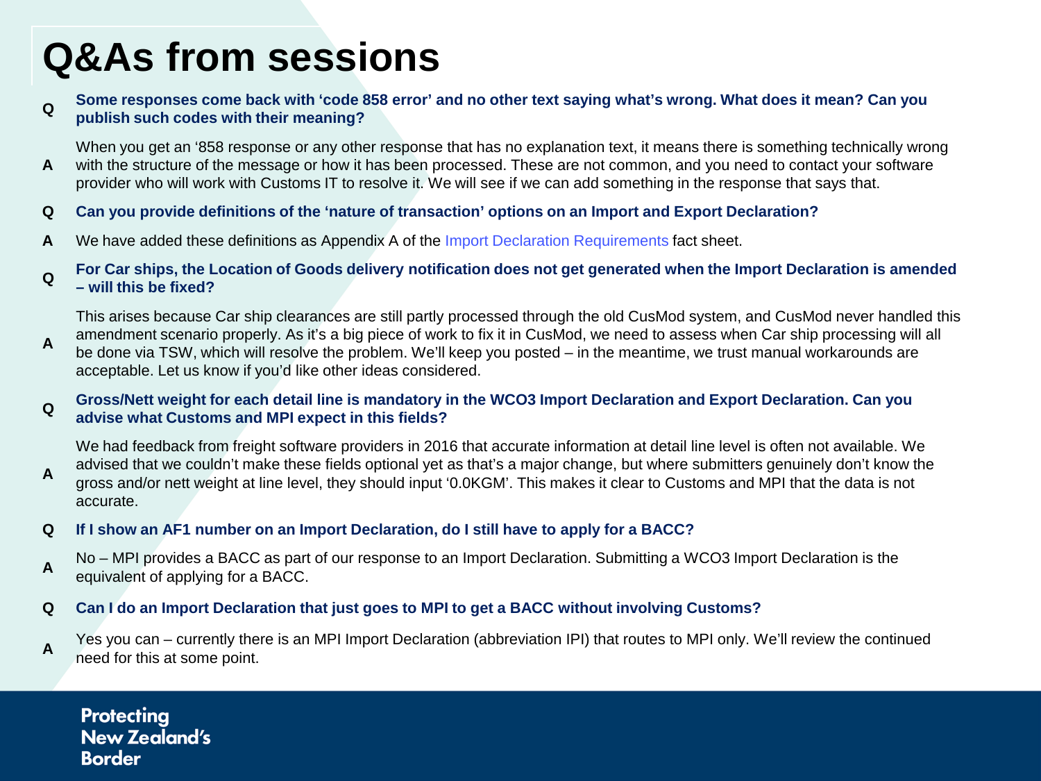# Q&As from sessions

**Q** **Some responses come back with 'code 858 error' and no other text saying what's wrong. What does it mean? Can you publish such codes with their meaning?**

**A** When you get an '858 response or any other response that has no explanation text, it means there is something technically wrong with the structure of the message or how it has been processed. These are not common, and you need to contact your software provider who will work with Customs IT to resolve it. We will see if we can add something in the response that says that.

**Q** **Can you provide definitions of the 'nature of transaction' options on an Import and Export Declaration?**

**A** We have added these definitions as Appendix A of the Import Declaration Requirements fact sheet.

**Q** **For Car ships, the Location of Goods delivery notification does not get generated when the Import Declaration is amended – will this be fixed?**

**A** This arises because Car ship clearances are still partly processed through the old CusMod system, and CusMod never handled this amendment scenario properly. As it's a big piece of work to fix it in CusMod, we need to assess when Car ship processing will all be done via TSW, which will resolve the problem. We'll keep you posted – in the meantime, we trust manual workarounds are acceptable. Let us know if you'd like other ideas considered.

**Q** **Gross/Nett weight for each detail line is mandatory in the WCO3 Import Declaration and Export Declaration. Can you advise what Customs and MPI expect in this fields?**

**A** We had feedback from freight software providers in 2016 that accurate information at detail line level is often not available. We advised that we couldn't make these fields optional yet as that's a major change, but where submitters genuinely don't know the gross and/or nett weight at line level, they should input '0.0KGM'. This makes it clear to Customs and MPI that the data is not accurate.

**Q** **If I show an AF1 number on an Import Declaration, do I still have to apply for a BACC?**

**A** No – MPI provides a BACC as part of our response to an Import Declaration. Submitting a WCO3 Import Declaration is the equivalent of applying for a BACC.

**Q** **Can I do an Import Declaration that just goes to MPI to get a BACC without involving Customs?**

**A** Yes you can – currently there is an MPI Import Declaration (abbreviation IPI) that routes to MPI only. We'll review the continued need for this at some point.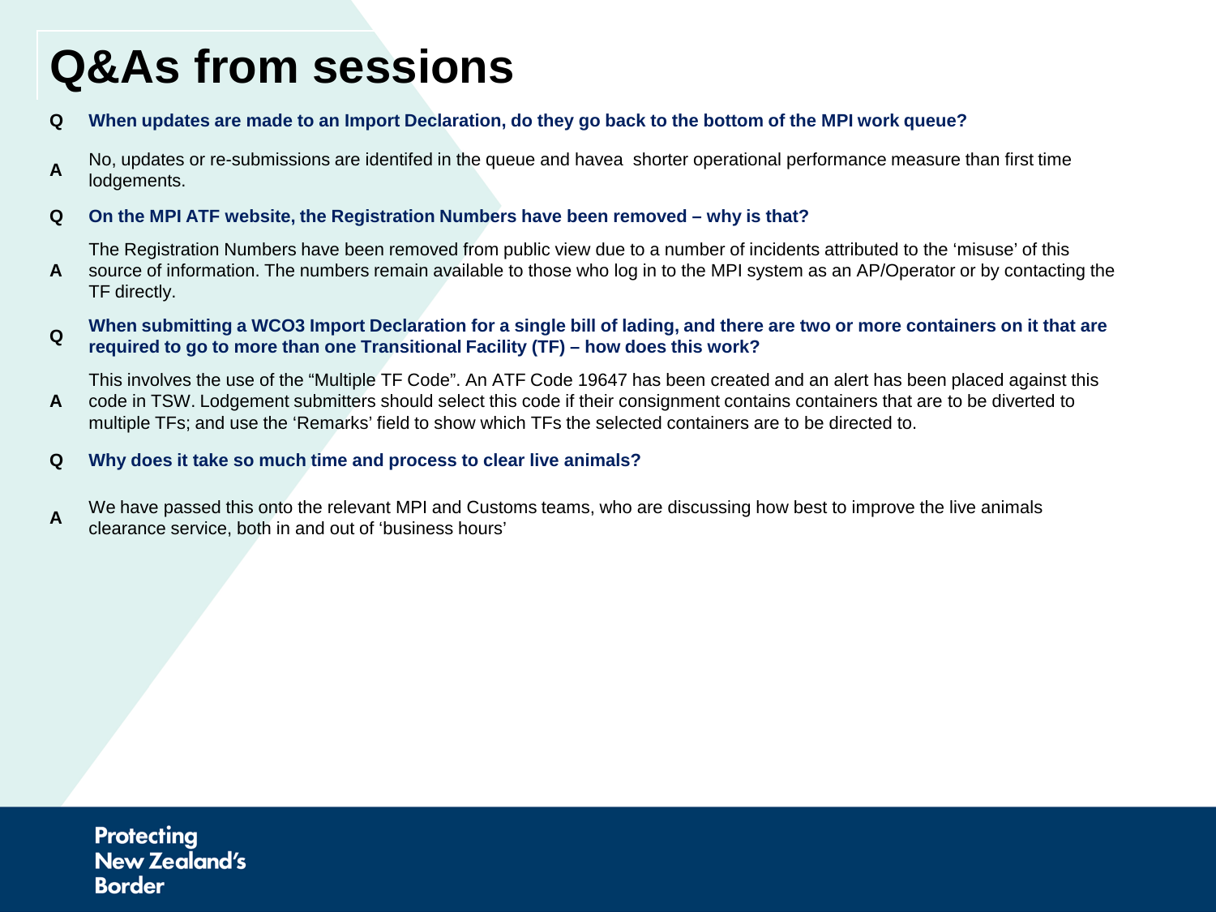# Q&As from sessions

**Q** **When updates are made to an Import Declaration, do they go back to the bottom of the MPI work queue?**

**A** No, updates or re-submissions are identifed in the queue and havea shorter operational performance measure than first time lodgements.

**Q** **On the MPI ATF website, the Registration Numbers have been removed – why is that?**

**A** The Registration Numbers have been removed from public view due to a number of incidents attributed to the 'misuse' of this source of information. The numbers remain available to those who log in to the MPI system as an AP/Operator or by contacting the TF directly.

**Q** **When submitting a WCO3 Import Declaration for a single bill of lading, and there are two or more containers on it that are required to go to more than one Transitional Facility (TF) – how does this work?**

**A** This involves the use of the "Multiple TF Code". An ATF Code 19647 has been created and an alert has been placed against this code in TSW. Lodgement submitters should select this code if their consignment contains containers that are to be diverted to multiple TFs; and use the 'Remarks' field to show which TFs the selected containers are to be directed to.

**Q** **Why does it take so much time and process to clear live animals?**

**A** We have passed this onto the relevant MPI and Customs teams, who are discussing how best to improve the live animals clearance service, both in and out of 'business hours'

Protecting New Zealand's Border